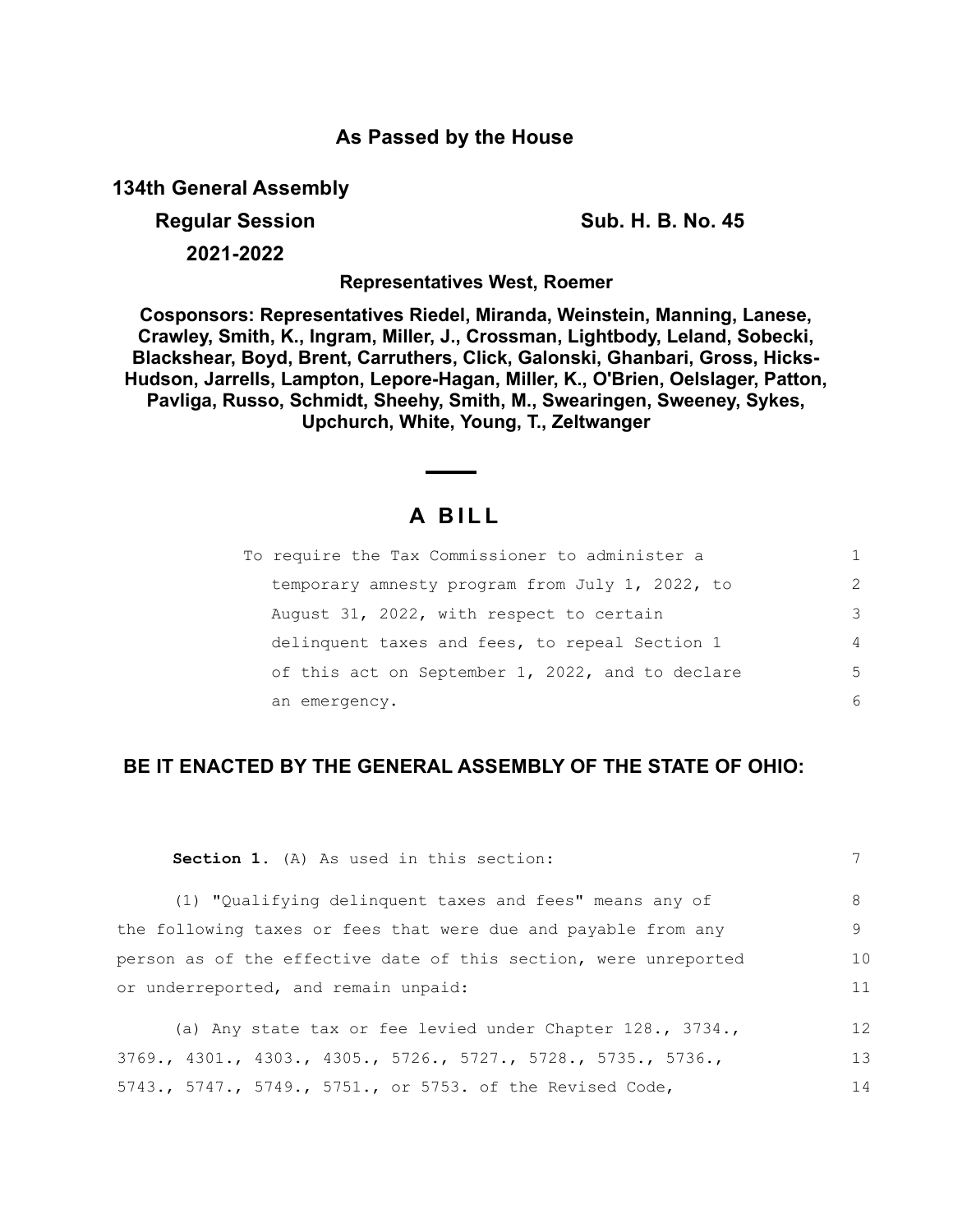**As Passed by the House**

**134th General Assembly**

**Regular Session**

**2021-2022**

**Sub. H. B. No. 45**

**Representatives West, Roemer**

**Cosponsors: Representatives Riedel, Miranda, Weinstein, Manning, Lanese, Crawley, Smith, K., Ingram, Miller, J., Crossman, Lightbody, Leland, Sobecki, Blackshear, Boyd, Brent, Carruthers, Click, Galonski, Ghanbari, Gross, Hicks-Hudson, Jarrells, Lampton, Lepore-Hagan, Miller, K., O'Brien, Oelslager, Patton, Pavliga, Russo, Schmidt, Sheehy, Smith, M., Swearingen, Sweeney, Sykes, Upchurch, White, Young, T., Zeltwanger**

# A BILL

To require the Tax Commissioner to administer a temporary amnesty program from July 1, 2022, to August 31, 2022, with respect to certain delinquent taxes and fees, to repeal Section 1 of this act on September 1, 2022, and to declare an emergency.

**BE IT ENACTED BY THE GENERAL ASSEMBLY OF THE STATE OF OHIO:**

**Section 1.** (A) As used in this section:

(1) "Qualifying delinquent taxes and fees" means any of the following taxes or fees that were due and payable from any person as of the effective date of this section, were unreported or underreported, and remain unpaid:

(a) Any state tax or fee levied under Chapter 128., 3734., 3769., 4301., 4303., 4305., 5726., 5727., 5728., 5735., 5736., 5743., 5747., 5749., 5751., or 5753. of the Revised Code,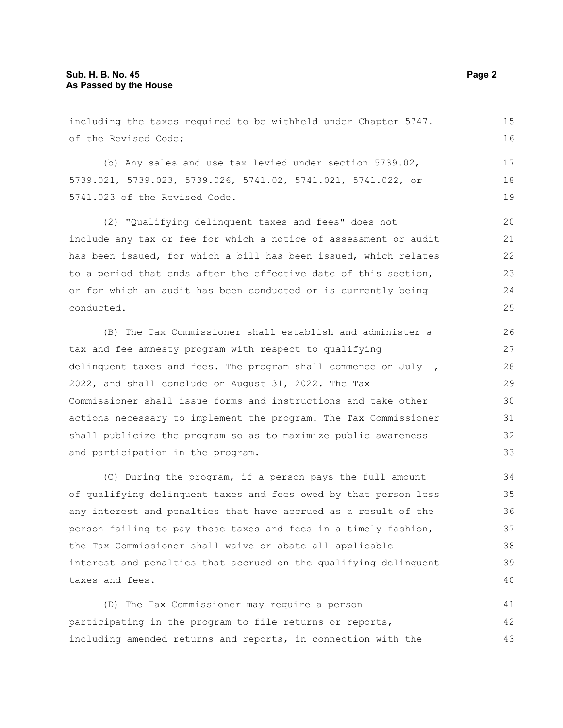including the taxes required to be withheld under Chapter 5747. of the Revised Code;

(b) Any sales and use tax levied under section 5739.02, 5739.021, 5739.023, 5739.026, 5741.02, 5741.021, 5741.022, or 5741.023 of the Revised Code.

(2) "Qualifying delinquent taxes and fees" does not include any tax or fee for which a notice of assessment or audit has been issued, for which a bill has been issued, which relates to a period that ends after the effective date of this section, or for which an audit has been conducted or is currently being conducted.

(B) The Tax Commissioner shall establish and administer a tax and fee amnesty program with respect to qualifying delinquent taxes and fees. The program shall commence on July 1, 2022, and shall conclude on August 31, 2022. The Tax Commissioner shall issue forms and instructions and take other actions necessary to implement the program. The Tax Commissioner shall publicize the program so as to maximize public awareness and participation in the program.

(C) During the program, if a person pays the full amount of qualifying delinquent taxes and fees owed by that person less any interest and penalties that have accrued as a result of the person failing to pay those taxes and fees in a timely fashion, the Tax Commissioner shall waive or abate all applicable interest and penalties that accrued on the qualifying delinquent taxes and fees.

(D) The Tax Commissioner may require a person participating in the program to file returns or reports, including amended returns and reports, in connection with the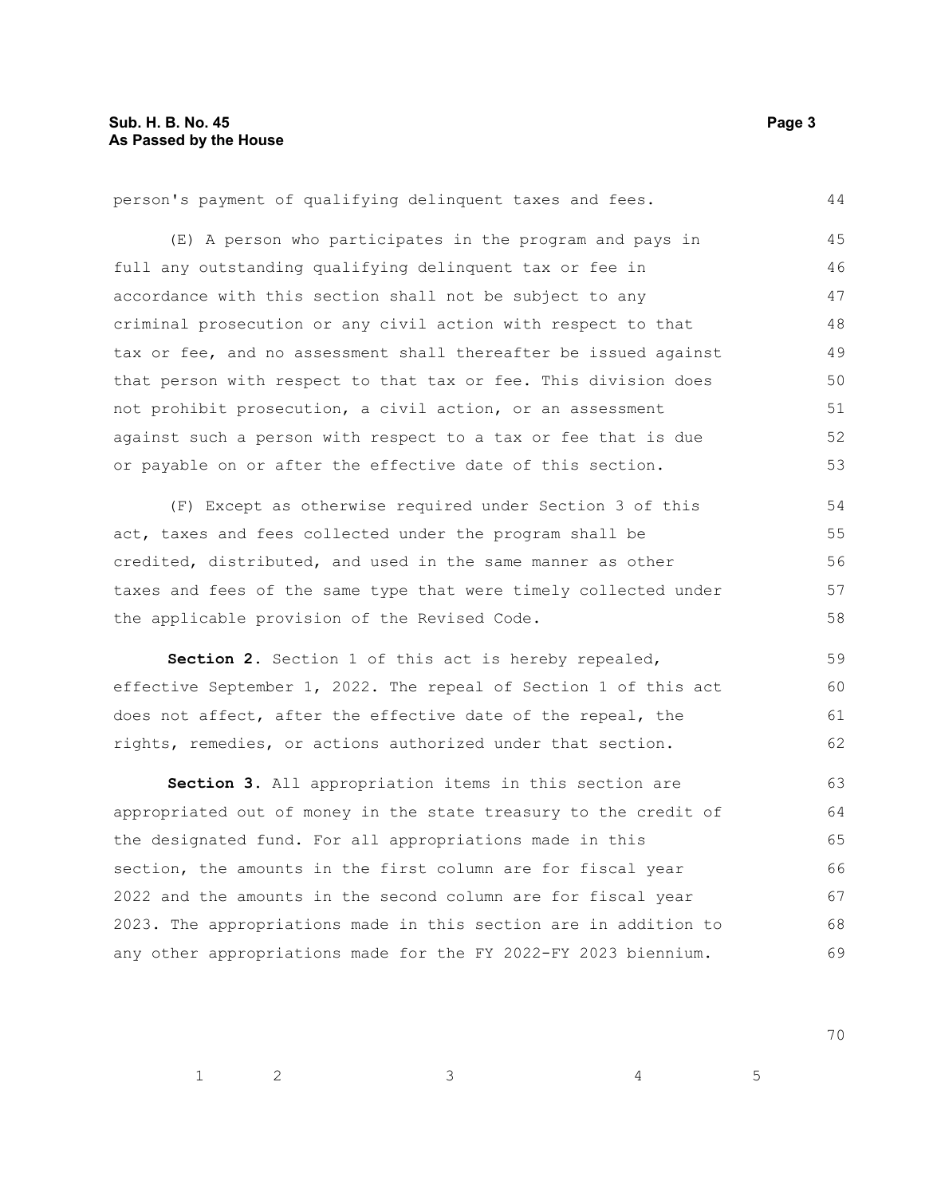person's payment of qualifying delinquent taxes and fees.

(E) A person who participates in the program and pays in full any outstanding qualifying delinquent tax or fee in accordance with this section shall not be subject to any criminal prosecution or any civil action with respect to that tax or fee, and no assessment shall thereafter be issued against that person with respect to that tax or fee. This division does not prohibit prosecution, a civil action, or an assessment against such a person with respect to a tax or fee that is due or payable on or after the effective date of this section.

(F) Except as otherwise required under Section 3 of this act, taxes and fees collected under the program shall be credited, distributed, and used in the same manner as other taxes and fees of the same type that were timely collected under the applicable provision of the Revised Code.

**Section 2.** Section 1 of this act is hereby repealed, effective September 1, 2022. The repeal of Section 1 of this act does not affect, after the effective date of the repeal, the rights, remedies, or actions authorized under that section.

**Section 3.** All appropriation items in this section are appropriated out of money in the state treasury to the credit of the designated fund. For all appropriations made in this section, the amounts in the first column are for fiscal year 2022 and the amounts in the second column are for fiscal year 2023. The appropriations made in this section are in addition to any other appropriations made for the FY 2022-FY 2023 biennium.

| 1 | 2 | 3 | 4 | 5 |
|---|---|---|---|---|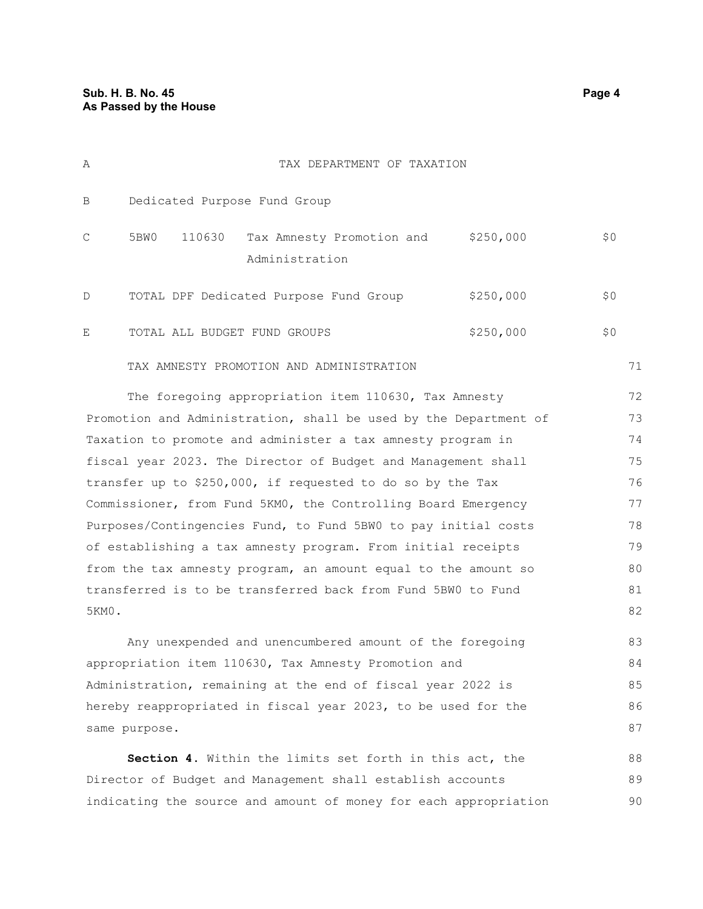| | | | | | |
|---|---|---|---|---|---|
| A | | | TAX DEPARTMENT OF TAXATION | | |
| B | Dedicated Purpose Fund Group | | | | |
| C | 5BW0 | 110630 | Tax Amnesty Promotion and Administration | $250,000 | $0 |
| D | TOTAL DPF Dedicated Purpose Fund Group | | | $250,000 | $0 |
| E | TOTAL ALL BUDGET FUND GROUPS | | | $250,000 | $0 |

TAX AMNESTY PROMOTION AND ADMINISTRATION

The foregoing appropriation item 110630, Tax Amnesty Promotion and Administration, shall be used by the Department of Taxation to promote and administer a tax amnesty program in fiscal year 2023. The Director of Budget and Management shall transfer up to $250,000, if requested to do so by the Tax Commissioner, from Fund 5KM0, the Controlling Board Emergency Purposes/Contingencies Fund, to Fund 5BW0 to pay initial costs of establishing a tax amnesty program. From initial receipts from the tax amnesty program, an amount equal to the amount so transferred is to be transferred back from Fund 5BW0 to Fund 5KM0.

Any unexpended and unencumbered amount of the foregoing appropriation item 110630, Tax Amnesty Promotion and Administration, remaining at the end of fiscal year 2022 is hereby reappropriated in fiscal year 2023, to be used for the same purpose.

**Section 4.** Within the limits set forth in this act, the Director of Budget and Management shall establish accounts indicating the source and amount of money for each appropriation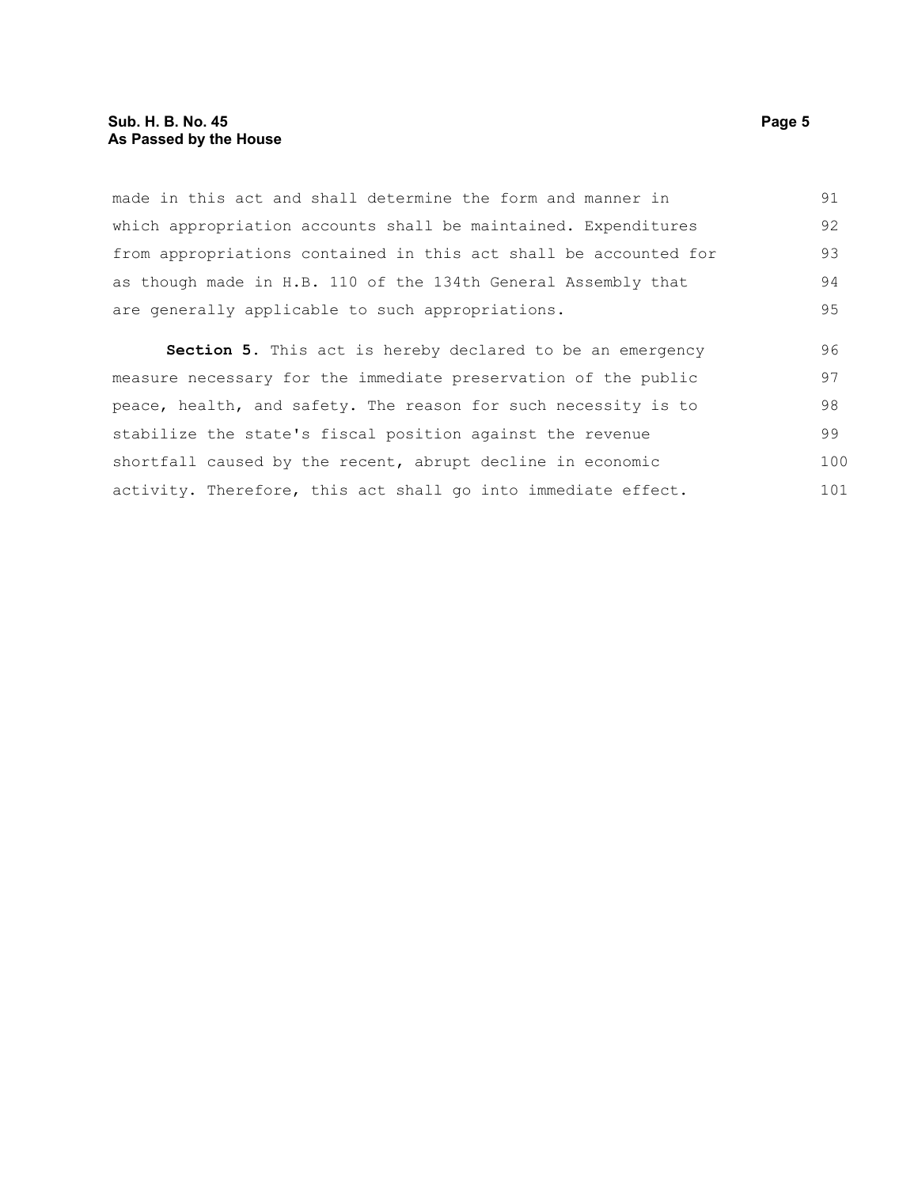made in this act and shall determine the form and manner in which appropriation accounts shall be maintained. Expenditures from appropriations contained in this act shall be accounted for as though made in H.B. 110 of the 134th General Assembly that are generally applicable to such appropriations.

**Section 5.** This act is hereby declared to be an emergency measure necessary for the immediate preservation of the public peace, health, and safety. The reason for such necessity is to stabilize the state's fiscal position against the revenue shortfall caused by the recent, abrupt decline in economic activity. Therefore, this act shall go into immediate effect.